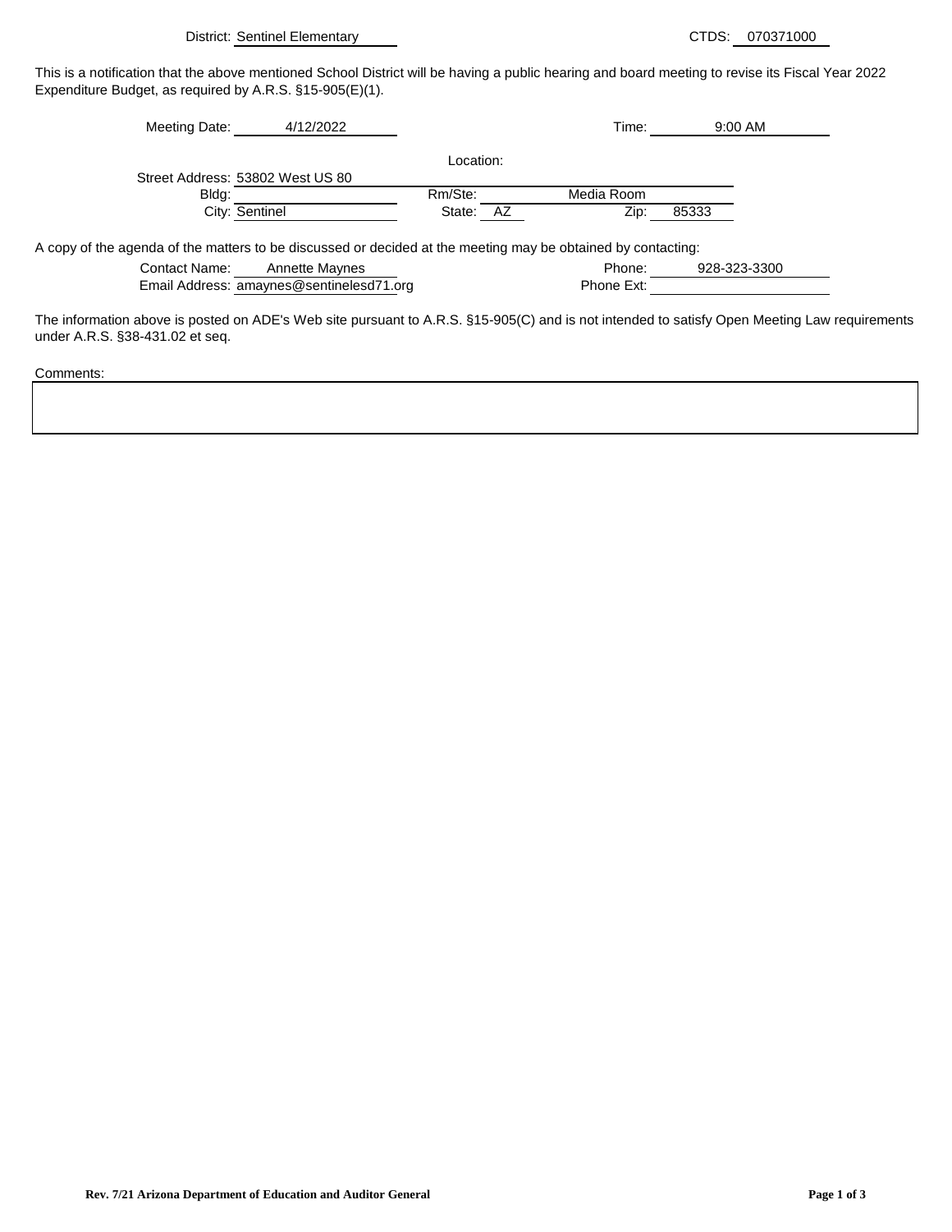District: Sentinel Elementary

CTDS: 070371000

This is a notification that the above mentioned School District will be having a public hearing and board meeting to revise its Fiscal Year 2022 Expenditure Budget, as required by A.R.S. §15-905(E)(1).

Meeting Date: 4/12/2022

Time: 9:00 AM

Location:

Street Address: 53802 West US 80

Bldg:

Rm/Ste: Media Room

City: Sentinel

State: AZ

Zip: 85333

A copy of the agenda of the matters to be discussed or decided at the meeting may be obtained by contacting:

Contact Name: Annette Maynes

Phone: 928-323-3300

Email Address: amaynes@sentinelesd71.org

Phone Ext:

The information above is posted on ADE's Web site pursuant to A.R.S. §15-905(C) and is not intended to satisfy Open Meeting Law requirements under A.R.S. §38-431.02 et seq.

Comments:

Rev. 7/21 Arizona Department of Education and Auditor General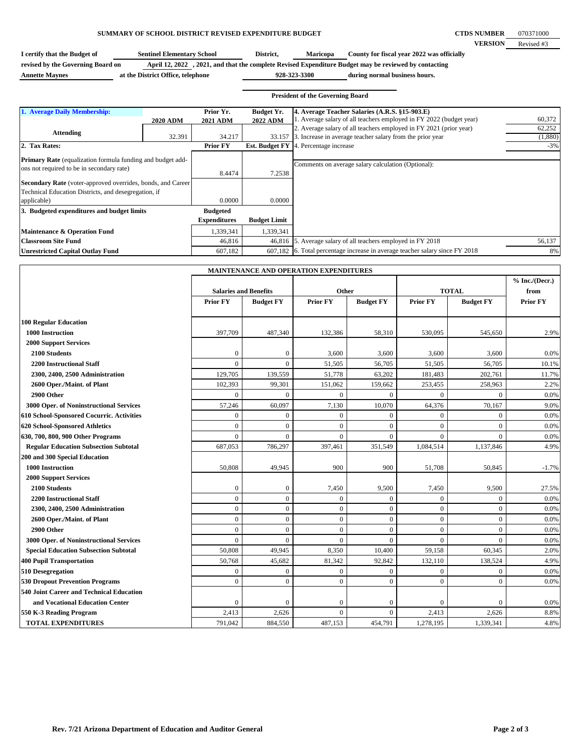## SUMMARY OF SCHOOL DISTRICT REVISED EXPENDITURE BUDGET

**CTDS NUMBER** 070371000
**VERSION** Revised #3

**I certify that the Budget of** Sentinel Elementary School **District,** Maricopa **County for fiscal year 2022 was officially revised by the Governing Board on** April 12, 2022 **, 2021, and that the complete Revised Expenditure Budget may be reviewed by contacting** Annette Maynes **at the District Office, telephone** 928-323-3300 **during normal business hours.**

**President of the Governing Board**

| 1. Average Daily Membership: | 2020 ADM | Prior Yr. 2021 ADM | Budget Yr. 2022 ADM |
|---|---|---|---|
| Attending | 32.391 | 34.217 | 33.157 |

| 2. Tax Rates: | Prior FY | Est. Budget FY |
|---|---|---|
| Primary Rate (equalization formula funding and budget add-ons not required to be in secondary rate) | 8.4474 | 7.2538 |
| Secondary Rate (voter-approved overrides, bonds, and Career Technical Education Districts, and desegregation, if applicable) | 0.0000 | 0.0000 |

| 3. Budgeted expenditures and budget limits | Budgeted Expenditures | Budget Limit |
|---|---|---|
| Maintenance & Operation Fund | 1,339,341 | 1,339,341 |
| Classroom Site Fund | 46,816 | 46,816 |
| Unrestricted Capital Outlay Fund | 607,182 | 607,182 |

| 4. Average Teacher Salaries (A.R.S. §15-903.E) | |
|---|---|
| 1. Average salary of all teachers employed in FY 2022 (budget year) | 60,372 |
| 2. Average salary of all teachers employed in FY 2021 (prior year) | 62,252 |
| 3. Increase in average teacher salary from the prior year | (1,880) |
| 4. Percentage increase | -3% |
| Comments on average salary calculation (Optional): | |
| 5. Average salary of all teachers employed in FY 2018 | 56,137 |
| 6. Total percentage increase in average teacher salary since FY 2018 | 8% |

### MAINTENANCE AND OPERATION EXPENDITURES

| | Salaries and Benefits | | Other | | TOTAL | | % Inc./(Decr.) from |
|---|---|---|---|---|---|---|---|
| | Prior FY | Budget FY | Prior FY | Budget FY | Prior FY | Budget FY | Prior FY |
| **100 Regular Education** | | | | | | | |
| **1000 Instruction** | 397,709 | 487,340 | 132,386 | 58,310 | 530,095 | 545,650 | 2.9% |
| **2000 Support Services** | | | | | | | |
| **2100 Students** | 0 | 0 | 3,600 | 3,600 | 3,600 | 3,600 | 0.0% |
| **2200 Instructional Staff** | 0 | 0 | 51,505 | 56,705 | 51,505 | 56,705 | 10.1% |
| **2300, 2400, 2500 Administration** | 129,705 | 139,559 | 51,778 | 63,202 | 181,483 | 202,761 | 11.7% |
| **2600 Oper./Maint. of Plant** | 102,393 | 99,301 | 151,062 | 159,662 | 253,455 | 258,963 | 2.2% |
| **2900 Other** | 0 | 0 | 0 | 0 | 0 | 0 | 0.0% |
| **3000 Oper. of Noninstructional Services** | 57,246 | 60,097 | 7,130 | 10,070 | 64,376 | 70,167 | 9.0% |
| **610 School-Sponsored Cocurric. Activities** | 0 | 0 | 0 | 0 | 0 | 0 | 0.0% |
| **620 School-Sponsored Athletics** | 0 | 0 | 0 | 0 | 0 | 0 | 0.0% |
| **630, 700, 800, 900 Other Programs** | 0 | 0 | 0 | 0 | 0 | 0 | 0.0% |
| **Regular Education Subsection Subtotal** | 687,053 | 786,297 | 397,461 | 351,549 | 1,084,514 | 1,137,846 | 4.9% |
| **200 and 300 Special Education** | | | | | | | |
| **1000 Instruction** | 50,808 | 49,945 | 900 | 900 | 51,708 | 50,845 | -1.7% |
| **2000 Support Services** | | | | | | | |
| **2100 Students** | 0 | 0 | 7,450 | 9,500 | 7,450 | 9,500 | 27.5% |
| **2200 Instructional Staff** | 0 | 0 | 0 | 0 | 0 | 0 | 0.0% |
| **2300, 2400, 2500 Administration** | 0 | 0 | 0 | 0 | 0 | 0 | 0.0% |
| **2600 Oper./Maint. of Plant** | 0 | 0 | 0 | 0 | 0 | 0 | 0.0% |
| **2900 Other** | 0 | 0 | 0 | 0 | 0 | 0 | 0.0% |
| **3000 Oper. of Noninstructional Services** | 0 | 0 | 0 | 0 | 0 | 0 | 0.0% |
| **Special Education Subsection Subtotal** | 50,808 | 49,945 | 8,350 | 10,400 | 59,158 | 60,345 | 2.0% |
| **400 Pupil Transportation** | 50,768 | 45,682 | 81,342 | 92,842 | 132,110 | 138,524 | 4.9% |
| **510 Desegregation** | 0 | 0 | 0 | 0 | 0 | 0 | 0.0% |
| **530 Dropout Prevention Programs** | 0 | 0 | 0 | 0 | 0 | 0 | 0.0% |
| **540 Joint Career and Technical Education and Vocational Education Center** | 0 | 0 | 0 | 0 | 0 | 0 | 0.0% |
| **550 K-3 Reading Program** | 2,413 | 2,626 | 0 | 0 | 2,413 | 2,626 | 8.8% |
| **TOTAL EXPENDITURES** | 791,042 | 884,550 | 487,153 | 454,791 | 1,278,195 | 1,339,341 | 4.8% |

Rev. 7/21 Arizona Department of Education and Auditor General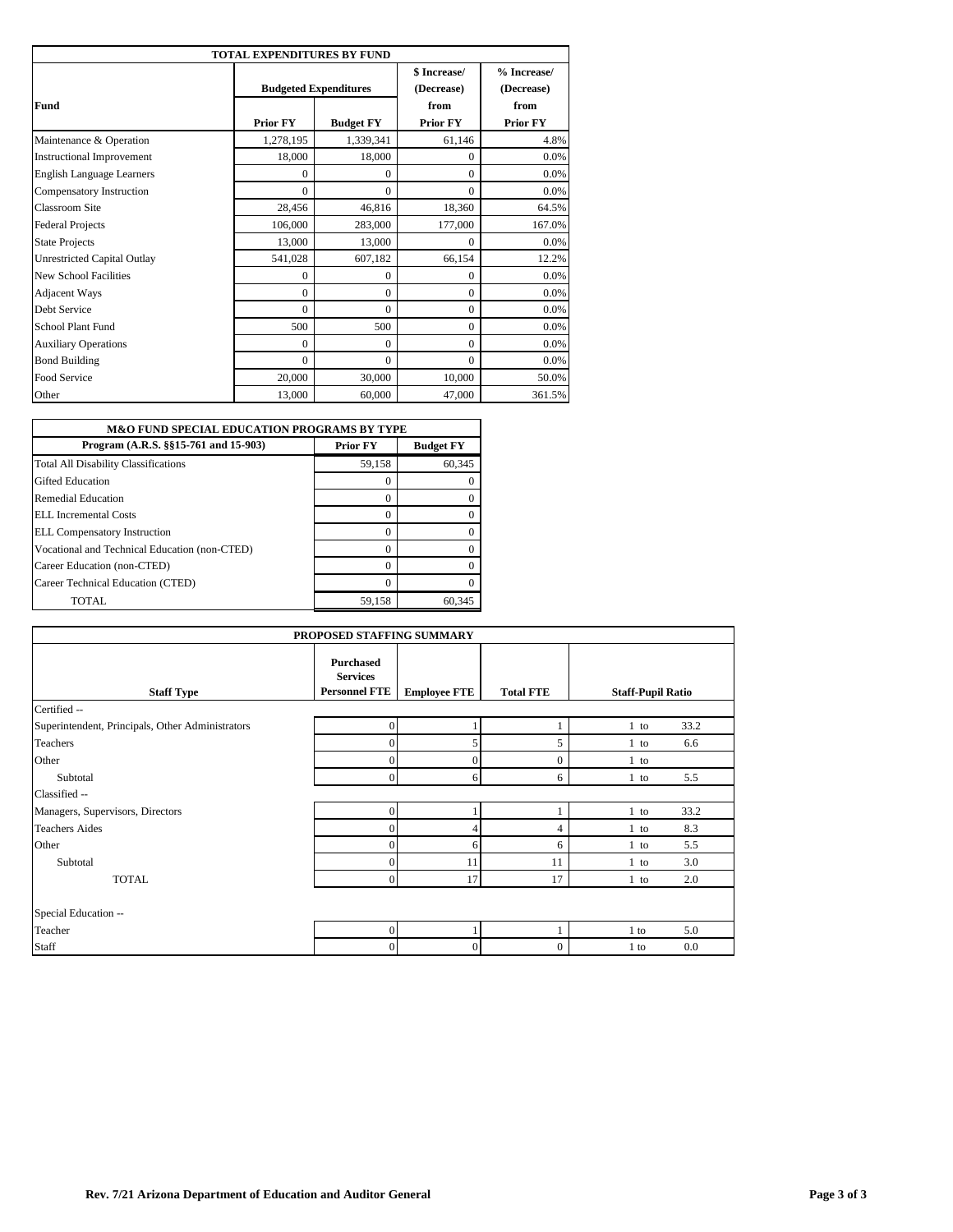## TOTAL EXPENDITURES BY FUND

| Fund | Budgeted Expenditures | | $ Increase/ (Decrease) from | % Increase/ (Decrease) from |
|---|---|---|---|---|
| | Prior FY | Budget FY | Prior FY | Prior FY |
| Maintenance & Operation | 1,278,195 | 1,339,341 | 61,146 | 4.8% |
| Instructional Improvement | 18,000 | 18,000 | 0 | 0.0% |
| English Language Learners | 0 | 0 | 0 | 0.0% |
| Compensatory Instruction | 0 | 0 | 0 | 0.0% |
| Classroom Site | 28,456 | 46,816 | 18,360 | 64.5% |
| Federal Projects | 106,000 | 283,000 | 177,000 | 167.0% |
| State Projects | 13,000 | 13,000 | 0 | 0.0% |
| Unrestricted Capital Outlay | 541,028 | 607,182 | 66,154 | 12.2% |
| New School Facilities | 0 | 0 | 0 | 0.0% |
| Adjacent Ways | 0 | 0 | 0 | 0.0% |
| Debt Service | 0 | 0 | 0 | 0.0% |
| School Plant Fund | 500 | 500 | 0 | 0.0% |
| Auxiliary Operations | 0 | 0 | 0 | 0.0% |
| Bond Building | 0 | 0 | 0 | 0.0% |
| Food Service | 20,000 | 30,000 | 10,000 | 50.0% |
| Other | 13,000 | 60,000 | 47,000 | 361.5% |

## M&O FUND SPECIAL EDUCATION PROGRAMS BY TYPE

| Program (A.R.S. §§15-761 and 15-903) | Prior FY | Budget FY |
|---|---|---|
| Total All Disability Classifications | 59,158 | 60,345 |
| Gifted Education | 0 | 0 |
| Remedial Education | 0 | 0 |
| ELL Incremental Costs | 0 | 0 |
| ELL Compensatory Instruction | 0 | 0 |
| Vocational and Technical Education (non-CTED) | 0 | 0 |
| Career Education (non-CTED) | 0 | 0 |
| Career Technical Education (CTED) | 0 | 0 |
| TOTAL | 59,158 | 60,345 |

## PROPOSED STAFFING SUMMARY

| Staff Type | Purchased Services Personnel FTE | Employee FTE | Total FTE | Staff-Pupil Ratio |
|---|---|---|---|---|
| Certified -- | | | | |
| Superintendent, Principals, Other Administrators | 0 | 1 | 1 | 1 to 33.2 |
| Teachers | 0 | 5 | 5 | 1 to 6.6 |
| Other | 0 | 0 | 0 | 1 to |
| Subtotal | 0 | 6 | 6 | 1 to 5.5 |
| Classified -- | | | | |
| Managers, Supervisors, Directors | 0 | 1 | 1 | 1 to 33.2 |
| Teachers Aides | 0 | 4 | 4 | 1 to 8.3 |
| Other | 0 | 6 | 6 | 1 to 5.5 |
| Subtotal | 0 | 11 | 11 | 1 to 3.0 |
| TOTAL | 0 | 17 | 17 | 1 to 2.0 |
| Special Education -- | | | | |
| Teacher | 0 | 1 | 1 | 1 to 5.0 |
| Staff | 0 | 0 | 0 | 1 to 0.0 |

Rev. 7/21 Arizona Department of Education and Auditor General